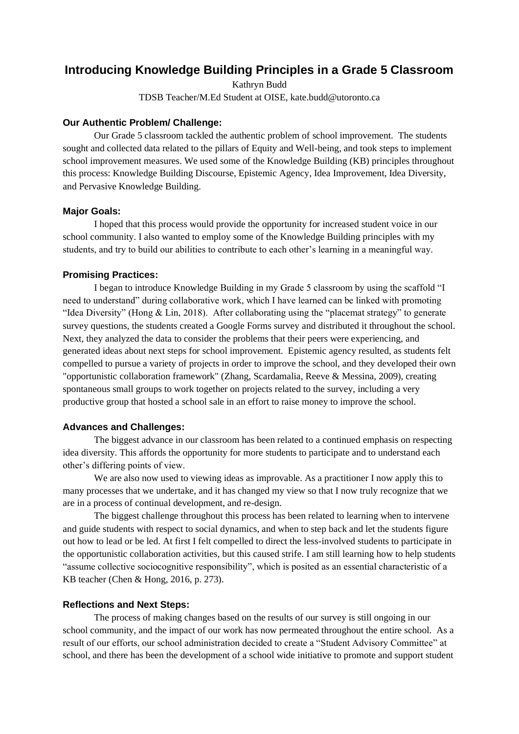# Introducing Knowledge Building Principles in a Grade 5 Classroom

Kathryn Budd

TDSB Teacher/M.Ed Student at OISE, kate.budd@utoronto.ca

### Our Authentic Problem/ Challenge:

Our Grade 5 classroom tackled the authentic problem of school improvement. The students sought and collected data related to the pillars of Equity and Well-being, and took steps to implement school improvement measures. We used some of the Knowledge Building (KB) principles throughout this process: Knowledge Building Discourse, Epistemic Agency, Idea Improvement, Idea Diversity, and Pervasive Knowledge Building.

### Major Goals:

I hoped that this process would provide the opportunity for increased student voice in our school community. I also wanted to employ some of the Knowledge Building principles with my students, and try to build our abilities to contribute to each other's learning in a meaningful way.

### Promising Practices:

I began to introduce Knowledge Building in my Grade 5 classroom by using the scaffold "I need to understand" during collaborative work, which I have learned can be linked with promoting "Idea Diversity" (Hong & Lin, 2018). After collaborating using the "placemat strategy" to generate survey questions, the students created a Google Forms survey and distributed it throughout the school. Next, they analyzed the data to consider the problems that their peers were experiencing, and generated ideas about next steps for school improvement. Epistemic agency resulted, as students felt compelled to pursue a variety of projects in order to improve the school, and they developed their own "opportunistic collaboration framework" (Zhang, Scardamalia, Reeve & Messina, 2009), creating spontaneous small groups to work together on projects related to the survey, including a very productive group that hosted a school sale in an effort to raise money to improve the school.

### Advances and Challenges:

The biggest advance in our classroom has been related to a continued emphasis on respecting idea diversity. This affords the opportunity for more students to participate and to understand each other's differing points of view.

We are also now used to viewing ideas as improvable. As a practitioner I now apply this to many processes that we undertake, and it has changed my view so that I now truly recognize that we are in a process of continual development, and re-design.

The biggest challenge throughout this process has been related to learning when to intervene and guide students with respect to social dynamics, and when to step back and let the students figure out how to lead or be led. At first I felt compelled to direct the less-involved students to participate in the opportunistic collaboration activities, but this caused strife. I am still learning how to help students "assume collective sociocognitive responsibility", which is posited as an essential characteristic of a KB teacher (Chen & Hong, 2016, p. 273).

### Reflections and Next Steps:

The process of making changes based on the results of our survey is still ongoing in our school community, and the impact of our work has now permeated throughout the entire school. As a result of our efforts, our school administration decided to create a "Student Advisory Committee" at school, and there has been the development of a school wide initiative to promote and support student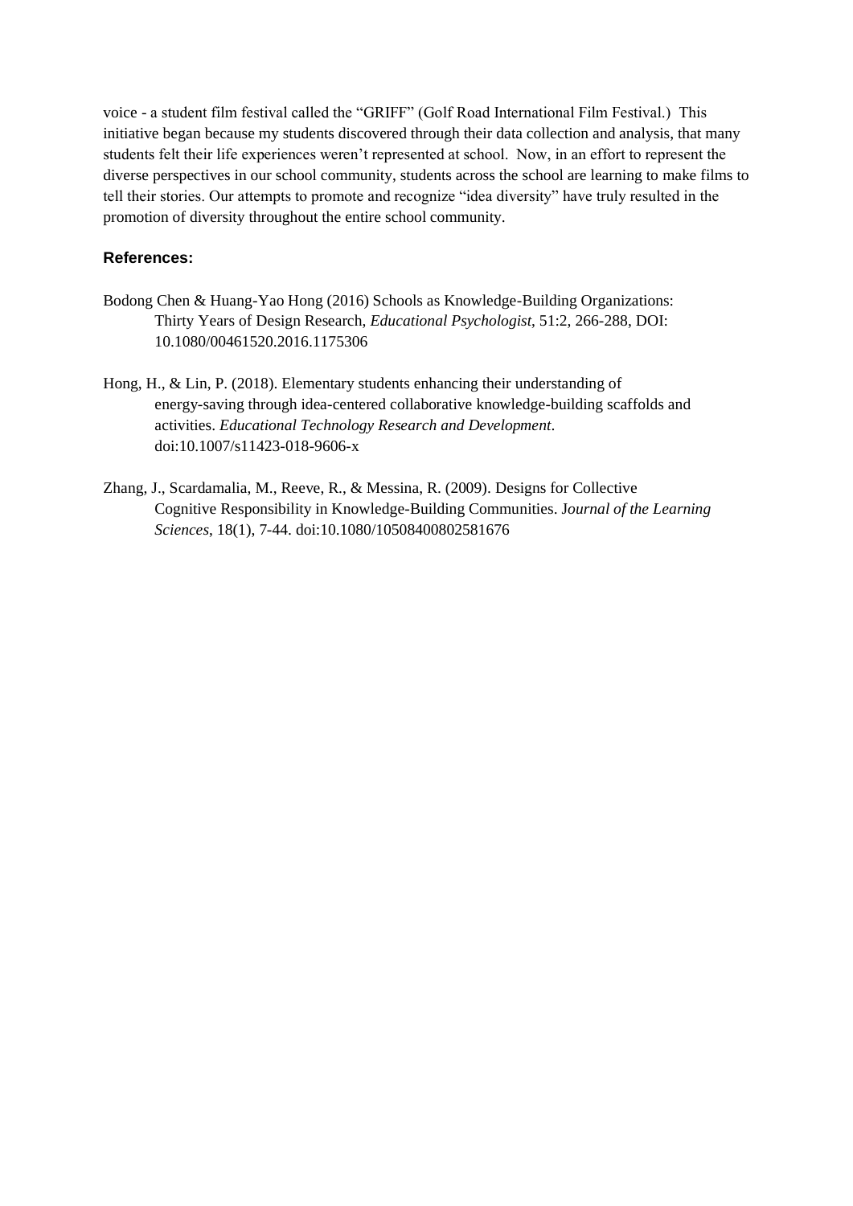voice - a student film festival called the "GRIFF" (Golf Road International Film Festival.) This initiative began because my students discovered through their data collection and analysis, that many students felt their life experiences weren't represented at school. Now, in an effort to represent the diverse perspectives in our school community, students across the school are learning to make films to tell their stories. Our attempts to promote and recognize "idea diversity" have truly resulted in the promotion of diversity throughout the entire school community.

**References:**

Bodong Chen & Huang-Yao Hong (2016) Schools as Knowledge-Building Organizations: Thirty Years of Design Research, *Educational Psychologist*, 51:2, 266-288, DOI: 10.1080/00461520.2016.1175306

Hong, H., & Lin, P. (2018). Elementary students enhancing their understanding of energy-saving through idea-centered collaborative knowledge-building scaffolds and activities. *Educational Technology Research and Development*. doi:10.1007/s11423-018-9606-x

Zhang, J., Scardamalia, M., Reeve, R., & Messina, R. (2009). Designs for Collective Cognitive Responsibility in Knowledge-Building Communities. J*ournal of the Learning Sciences*, 18(1), 7-44. doi:10.1080/10508400802581676